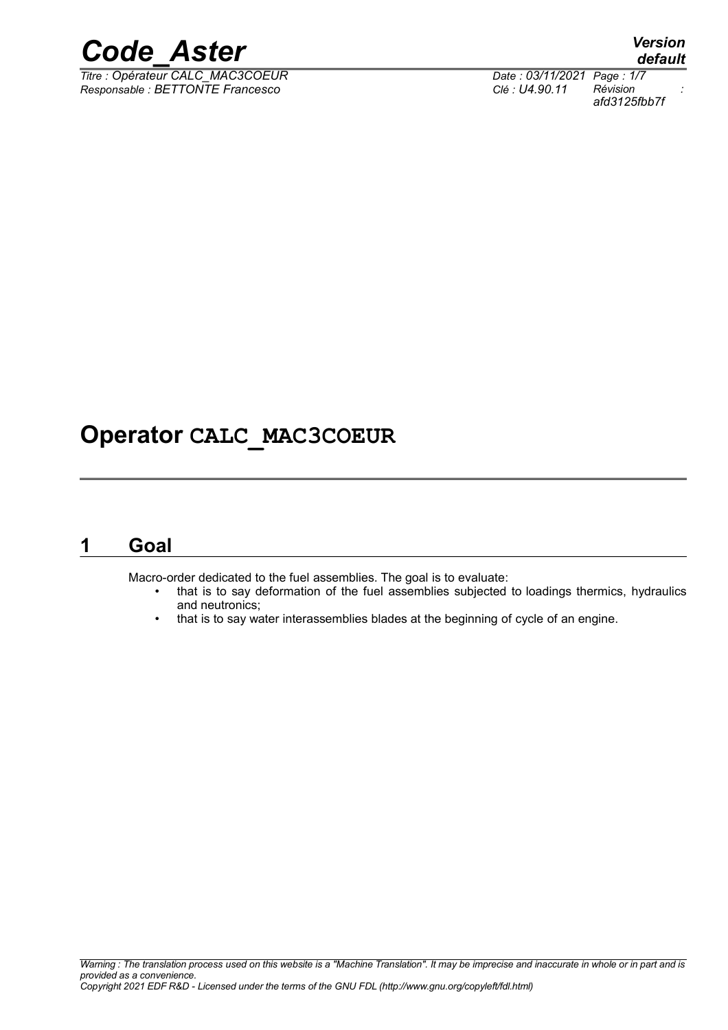# Operator CALC_MAC3COEUR

## 1 Goal

Macro-order dedicated to the fuel assemblies. The goal is to evaluate:

- that is to say deformation of the fuel assemblies subjected to loadings thermics, hydraulics and neutronics;
- that is to say water interassemblies blades at the beginning of cycle of an engine.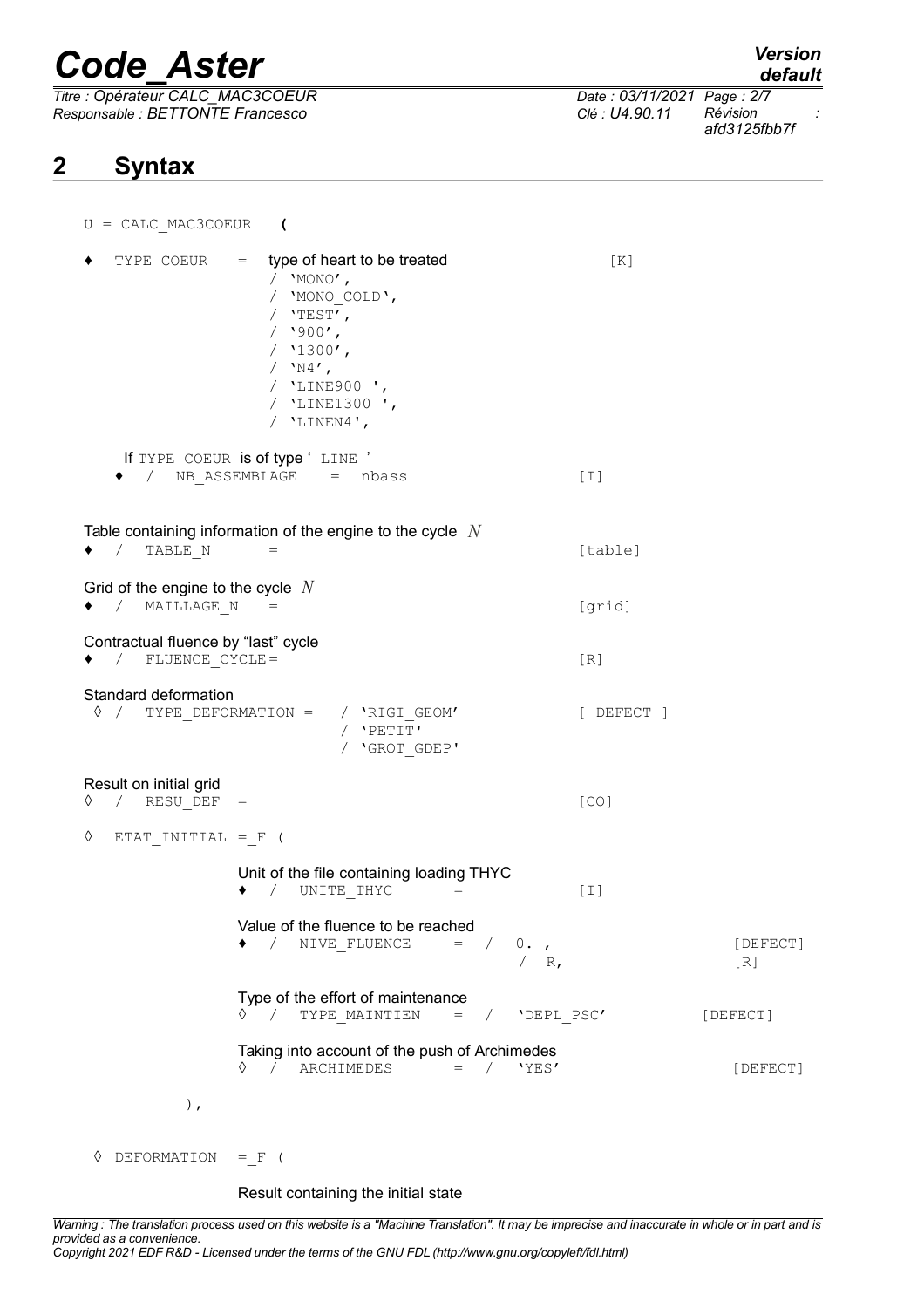## 2 Syntax

```
U = CALC_MAC3COEUR    (

♦  TYPE_COEUR   =  type of heart to be treated                 [K]
                   / 'MONO',
                   / 'MONO_COLD',
                   / 'TEST',
                   / '900',
                   / '1300',
                   / 'N4',
                   / 'LINE900 ',
                   / 'LINE1300 ',
                   / 'LINEN4',

     If TYPE_COEUR is of type ' LINE '
   ♦  /  NB_ASSEMBLAGE    =  nbass                              [I]

Table containing information of the engine to the cycle N
♦  /  TABLE_N      =                                            [table]

Grid of the engine to the cycle N
♦  /  MAILLAGE_N   =                                            [grid]

Contractual fluence by "last" cycle
♦  /  FLUENCE_CYCLE=                                            [R]

Standard deformation
 ◊ /  TYPE_DEFORMATION =   / 'RIGI_GEOM'                        [ DEFECT ]
                           / 'PETIT'
                           / 'GROT_GDEP'

Result on initial grid
◊  /  RESU_DEF  =                                               [CO]

◊  ETAT_INITIAL  =_F (

                 Unit of the file containing loading THYC
                 ♦  /  UNITE_THYC       =                       [I]

                 Value of the fluence to be reached
                 ♦  /  NIVE_FLUENCE     =  /   0. ,                        [DEFECT]
                                               /  R,                       [R]

                 Type of the effort of maintenance
                 ◊  /  TYPE_MAINTIEN    =  /   'DEPL_PSC'             [DEFECT]

                 Taking into account of the push of Archimedes
                 ◊  /  ARCHIMEDES       =  /   'YES'                  [DEFECT]

          ),

 ◊ DEFORMATION   =_F (

                 Result containing the initial state
```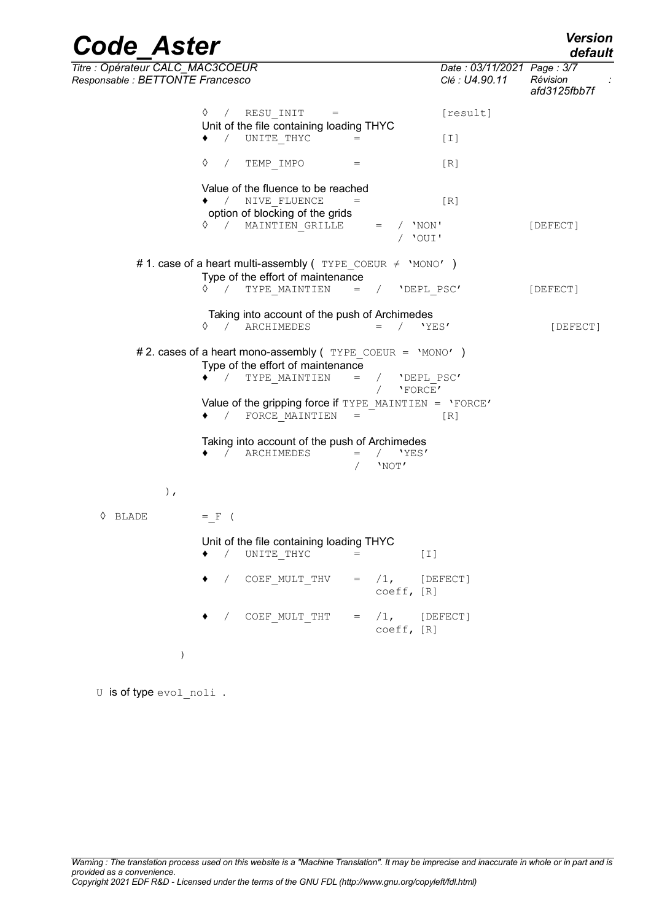```
        ◊  /  RESU_INIT    =                   [result]
        Unit of the file containing loading THYC
        ♦  /  UNITE_THYC      =                [I]

        ◊  /  TEMP_IMPO       =                [R]

        Value of the fluence to be reached
        ♦  /  NIVE_FLUENCE    =                [R]
        option of blocking of the grids
        ◊  /  MAINTIEN_GRILLE     =  / 'NON'           [DEFECT]
                                     / 'OUI'

    # 1. case of a heart multi-assembly ( TYPE_COEUR ≠ 'MONO' )
        Type of the effort of maintenance
        ◊  /  TYPE_MAINTIEN   =  /  'DEPL_PSC'        [DEFECT]

        Taking into account of the push of Archimedes
        ◊  /  ARCHIMEDES         =  /  'YES'             [DEFECT]

    # 2. cases of a heart mono-assembly ( TYPE_COEUR = 'MONO' )
        Type of the effort of maintenance
        ♦  /  TYPE_MAINTIEN   =  /  'DEPL_PSC'
                                 /  'FORCE'
        Value of the gripping force if TYPE_MAINTIEN = 'FORCE'
        ♦  /  FORCE_MAINTIEN  =                [R]

        Taking into account of the push of Archimedes
        ♦  /  ARCHIMEDES      =  /  'YES'
                              /  'NOT'

    ),

◊ BLADE         =_F (

        Unit of the file containing loading THYC
        ♦  /  UNITE_THYC      =              [I]

        ♦  /  COEF_MULT_THV   =  /1,    [DEFECT]
                                 coeff, [R]

        ♦  /  COEF_MULT_THT   =  /1,    [DEFECT]
                                 coeff, [R]

    )
```

U is of type evol_noli .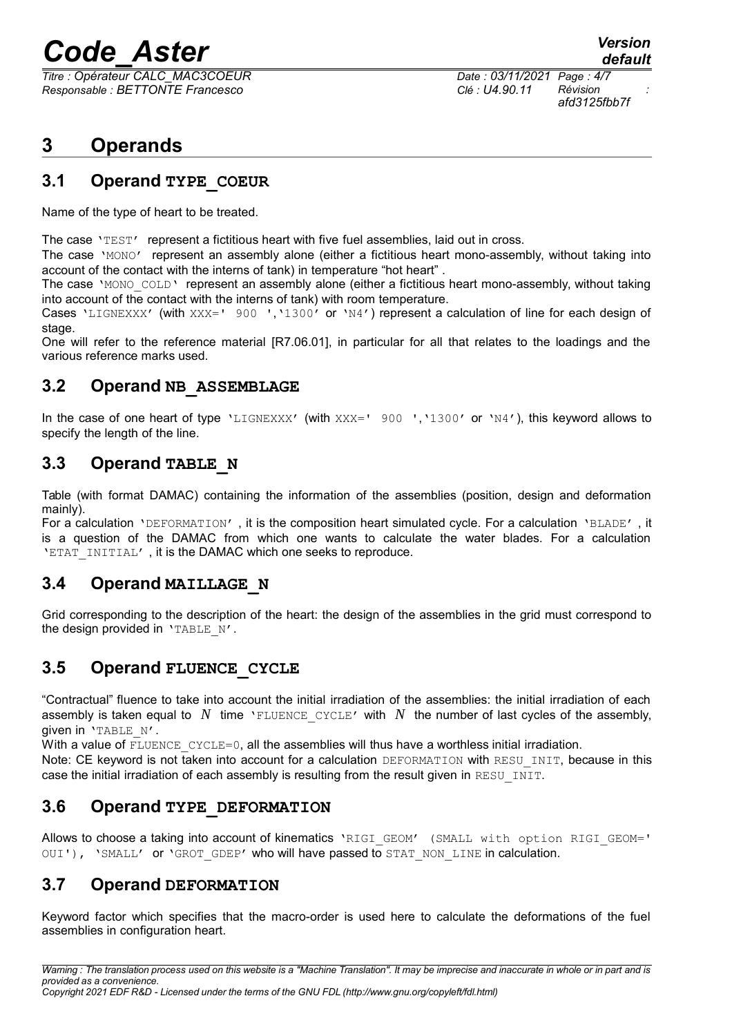# 3 Operands

## 3.1 Operand TYPE_COEUR

Name of the type of heart to be treated.

The case 'TEST' represent a fictitious heart with five fuel assemblies, laid out in cross.
The case 'MONO' represent an assembly alone (either a fictitious heart mono-assembly, without taking into account of the contact with the interns of tank) in temperature "hot heart".
The case 'MONO_COLD' represent an assembly alone (either a fictitious heart mono-assembly, without taking into account of the contact with the interns of tank) with room temperature.
Cases 'LIGNEXXX' (with XXX=' 900 ','1300' or 'N4') represent a calculation of line for each design of stage.
One will refer to the reference material [R7.06.01], in particular for all that relates to the loadings and the various reference marks used.

## 3.2 Operand NB_ASSEMBLAGE

In the case of one heart of type 'LIGNEXXX' (with XXX=' 900 ','1300' or 'N4'), this keyword allows to specify the length of the line.

## 3.3 Operand TABLE_N

Table (with format DAMAC) containing the information of the assemblies (position, design and deformation mainly).
For a calculation 'DEFORMATION', it is the composition heart simulated cycle. For a calculation 'BLADE', it is a question of the DAMAC from which one wants to calculate the water blades. For a calculation 'ETAT_INITIAL', it is the DAMAC which one seeks to reproduce.

## 3.4 Operand MAILLAGE_N

Grid corresponding to the description of the heart: the design of the assemblies in the grid must correspond to the design provided in 'TABLE_N'.

## 3.5 Operand FLUENCE_CYCLE

"Contractual" fluence to take into account the initial irradiation of the assemblies: the initial irradiation of each assembly is taken equal to $N$ time 'FLUENCE_CYCLE' with $N$ the number of last cycles of the assembly, given in 'TABLE_N'.
With a value of FLUENCE_CYCLE=0, all the assemblies will thus have a worthless initial irradiation.
Note: CE keyword is not taken into account for a calculation DEFORMATION with RESU_INIT, because in this case the initial irradiation of each assembly is resulting from the result given in RESU_INIT.

## 3.6 Operand TYPE_DEFORMATION

Allows to choose a taking into account of kinematics 'RIGI_GEOM' (SMALL with option RIGI_GEOM=' OUI'), 'SMALL' or 'GROT_GDEP' who will have passed to STAT_NON_LINE in calculation.

## 3.7 Operand DEFORMATION

Keyword factor which specifies that the macro-order is used here to calculate the deformations of the fuel assemblies in configuration heart.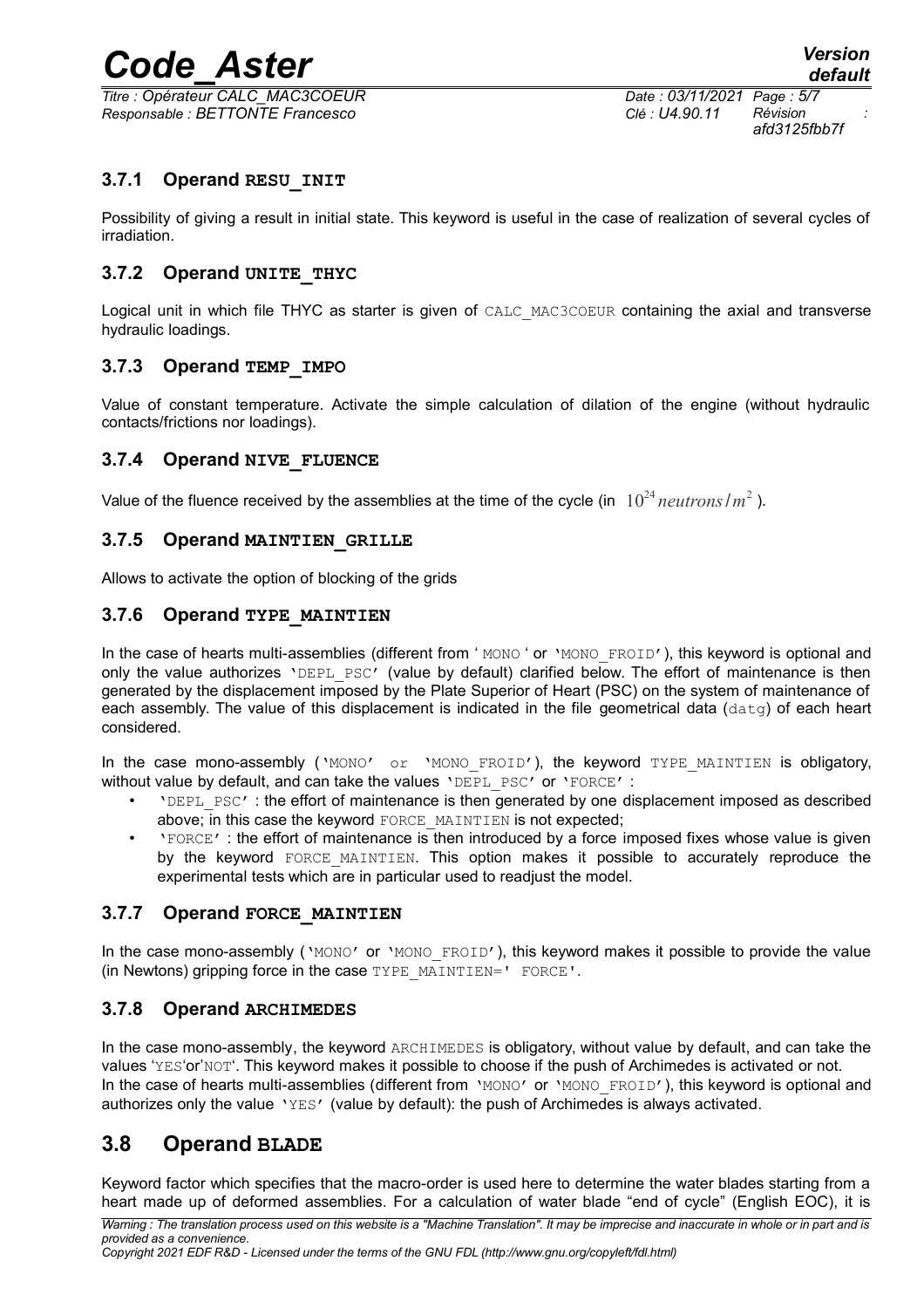### 3.7.1 Operand RESU_INIT

Possibility of giving a result in initial state. This keyword is useful in the case of realization of several cycles of irradiation.

### 3.7.2 Operand UNITE_THYC

Logical unit in which file THYC as starter is given of CALC_MAC3COEUR containing the axial and transverse hydraulic loadings.

### 3.7.3 Operand TEMP_IMPO

Value of constant temperature. Activate the simple calculation of dilation of the engine (without hydraulic contacts/frictions nor loadings).

### 3.7.4 Operand NIVE_FLUENCE

Value of the fluence received by the assemblies at the time of the cycle (in $10^{24}\,neutrons/m^2$ ).

### 3.7.5 Operand MAINTIEN_GRILLE

Allows to activate the option of blocking of the grids

### 3.7.6 Operand TYPE_MAINTIEN

In the case of hearts multi-assemblies (different from ' MONO ' or 'MONO_FROID'), this keyword is optional and only the value authorizes 'DEPL_PSC' (value by default) clarified below. The effort of maintenance is then generated by the displacement imposed by the Plate Superior of Heart (PSC) on the system of maintenance of each assembly. The value of this displacement is indicated in the file geometrical data (datg) of each heart considered.

In the case mono-assembly ('MONO' or 'MONO_FROID'), the keyword TYPE_MAINTIEN is obligatory, without value by default, and can take the values 'DEPL_PSC' or 'FORCE' :

- 'DEPL_PSC' : the effort of maintenance is then generated by one displacement imposed as described above; in this case the keyword FORCE_MAINTIEN is not expected;
- 'FORCE' : the effort of maintenance is then introduced by a force imposed fixes whose value is given by the keyword FORCE_MAINTIEN. This option makes it possible to accurately reproduce the experimental tests which are in particular used to readjust the model.

### 3.7.7 Operand FORCE_MAINTIEN

In the case mono-assembly ('MONO' or 'MONO_FROID'), this keyword makes it possible to provide the value (in Newtons) gripping force in the case TYPE_MAINTIEN=' FORCE'.

### 3.7.8 Operand ARCHIMEDES

In the case mono-assembly, the keyword ARCHIMEDES is obligatory, without value by default, and can take the values 'YES'or'NOT'. This keyword makes it possible to choose if the push of Archimedes is activated or not.
In the case of hearts multi-assemblies (different from 'MONO' or 'MONO_FROID'), this keyword is optional and authorizes only the value 'YES' (value by default): the push of Archimedes is always activated.

## 3.8 Operand BLADE

Keyword factor which specifies that the macro-order is used here to determine the water blades starting from a heart made up of deformed assemblies. For a calculation of water blade "end of cycle" (English EOC), it is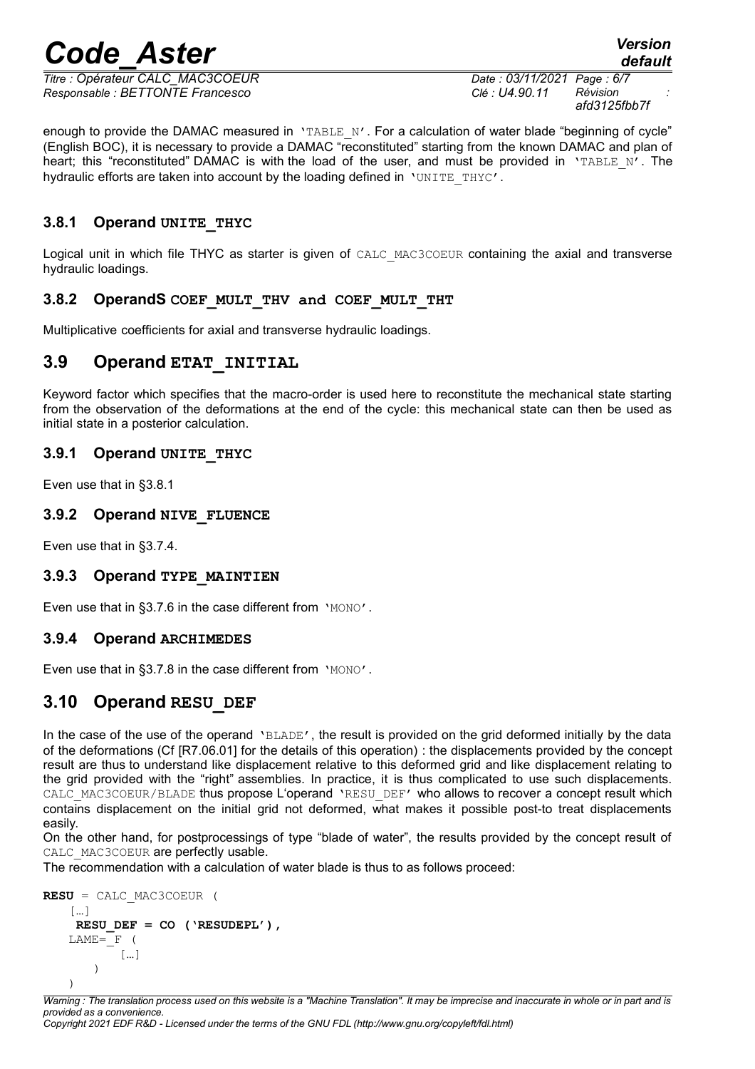enough to provide the DAMAC measured in 'TABLE_N'. For a calculation of water blade "beginning of cycle" (English BOC), it is necessary to provide a DAMAC "reconstituted" starting from the known DAMAC and plan of heart; this "reconstituted" DAMAC is with the load of the user, and must be provided in 'TABLE_N'. The hydraulic efforts are taken into account by the loading defined in 'UNITE_THYC'.

### 3.8.1 Operand UNITE_THYC

Logical unit in which file THYC as starter is given of CALC_MAC3COEUR containing the axial and transverse hydraulic loadings.

### 3.8.2 OperandS COEF_MULT_THV and COEF_MULT_THT

Multiplicative coefficients for axial and transverse hydraulic loadings.

## 3.9 Operand ETAT_INITIAL

Keyword factor which specifies that the macro-order is used here to reconstitute the mechanical state starting from the observation of the deformations at the end of the cycle: this mechanical state can then be used as initial state in a posterior calculation.

### 3.9.1 Operand UNITE_THYC

Even use that in §3.8.1

### 3.9.2 Operand NIVE_FLUENCE

Even use that in §3.7.4.

### 3.9.3 Operand TYPE_MAINTIEN

Even use that in §3.7.6 in the case different from 'MONO'.

### 3.9.4 Operand ARCHIMEDES

Even use that in §3.7.8 in the case different from 'MONO'.

## 3.10 Operand RESU_DEF

In the case of the use of the operand 'BLADE', the result is provided on the grid deformed initially by the data of the deformations (Cf [R7.06.01] for the details of this operation) : the displacements provided by the concept result are thus to understand like displacement relative to this deformed grid and like displacement relating to the grid provided with the "right" assemblies. In practice, it is thus complicated to use such displacements. CALC_MAC3COEUR/BLADE thus propose L'operand 'RESU_DEF' who allows to recover a concept result which contains displacement on the initial grid not deformed, what makes it possible post-to treat displacements easily.

On the other hand, for postprocessings of type "blade of water", the results provided by the concept result of CALC_MAC3COEUR are perfectly usable.

The recommendation with a calculation of water blade is thus to as follows proceed:

```
RESU = CALC_MAC3COEUR (
    […]
     RESU_DEF = CO ('RESUDEPL'),
    LAME=_F (
         […]
       )
    )
```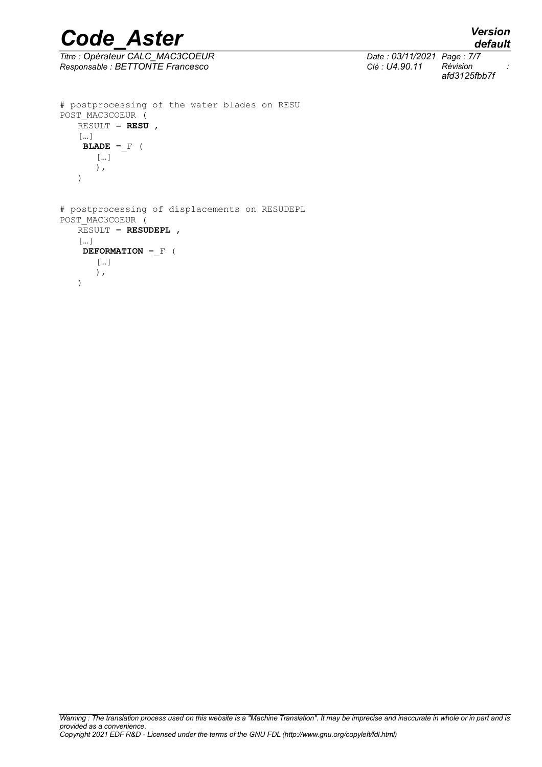```
# postprocessing of the water blades on RESU
POST_MAC3COEUR (
    RESULT = RESU ,
    […]
     BLADE = _F (
        […]
        ),
    )


# postprocessing of displacements on RESUDEPL
POST_MAC3COEUR (
    RESULT = RESUDEPL ,
    […]
     DEFORMATION = _F (
        […]
        ),
    )
```